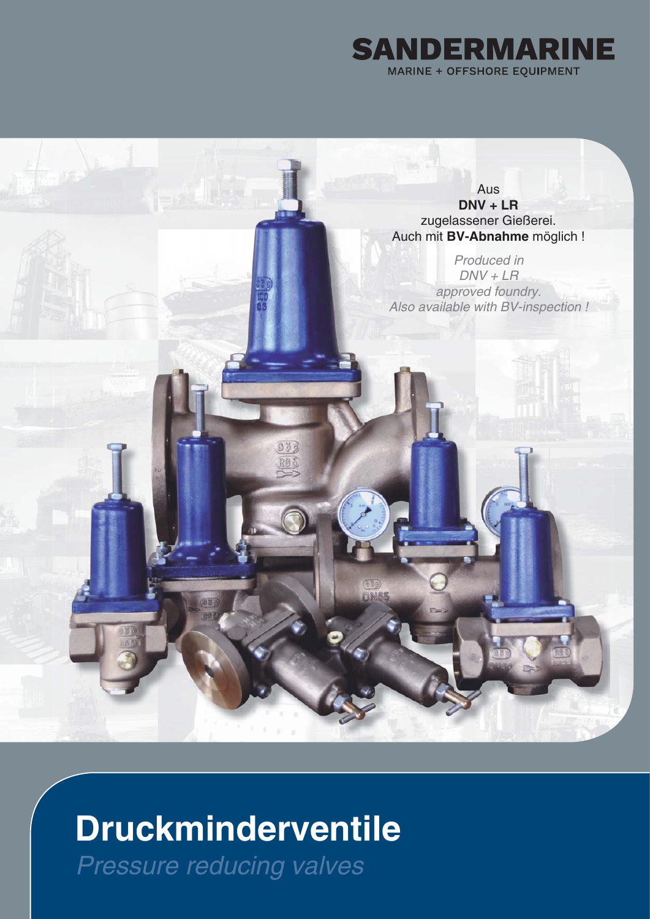# SANDERMARINE

MARINE + OFFSHORE EQUIPMENT

Aus
**DNV + LR**
zugelassener Gießerei.
Auch mit **BV-Abnahme** möglich !

*Produced in*
*DNV + LR*
*approved foundry.*
*Also available with BV-inspection !*

# Druckminderventile

*Pressure reducing valves*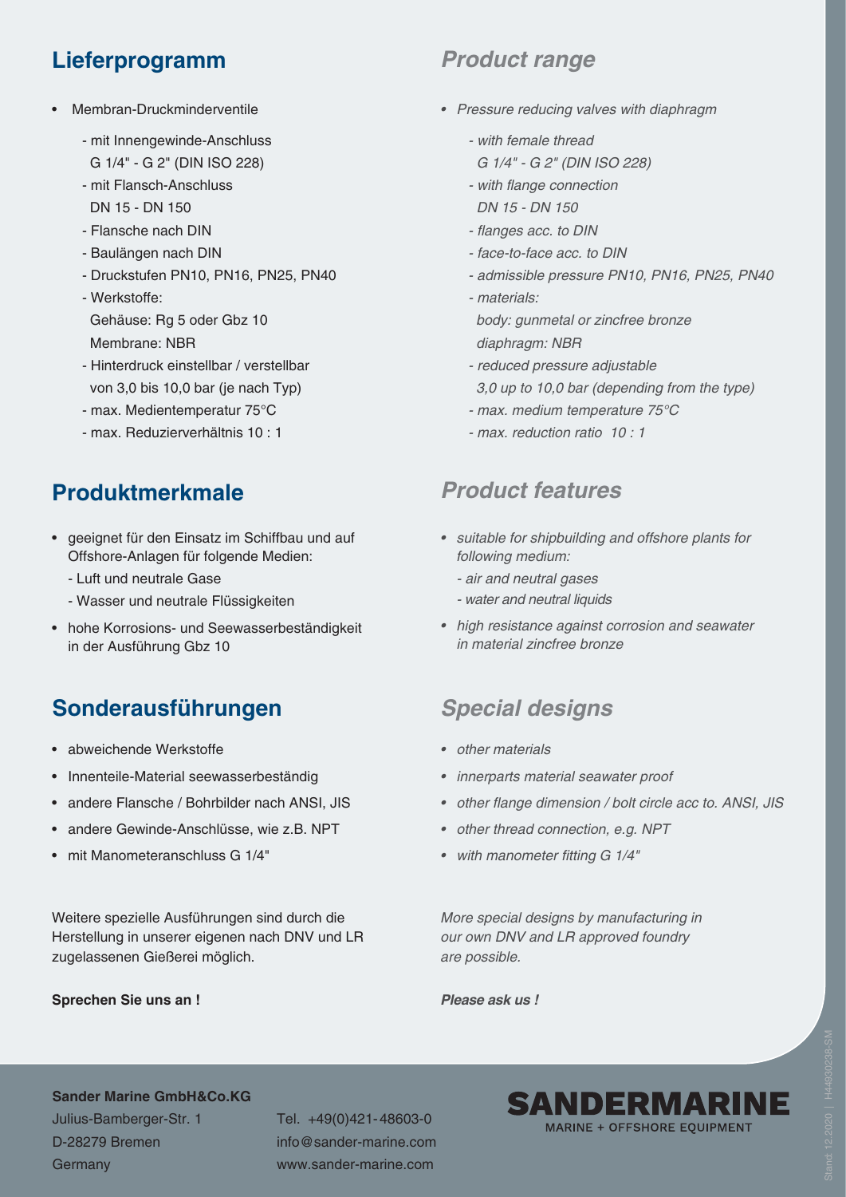## Lieferprogramm

- Membran-Druckminderventile
  - mit Innengewinde-Anschluss G 1/4" - G 2" (DIN ISO 228)
  - mit Flansch-Anschluss DN 15 - DN 150
  - Flansche nach DIN
  - Baulängen nach DIN
  - Druckstufen PN10, PN16, PN25, PN40
  - Werkstoffe:
    Gehäuse: Rg 5 oder Gbz 10
    Membrane: NBR
  - Hinterdruck einstellbar / verstellbar von 3,0 bis 10,0 bar (je nach Typ)
  - max. Medientemperatur 75°C
  - max. Reduzierverhältnis 10 : 1

## Produktmerkmale

- geeignet für den Einsatz im Schiffbau und auf Offshore-Anlagen für folgende Medien:
  - Luft und neutrale Gase
  - Wasser und neutrale Flüssigkeiten
- hohe Korrosions- und Seewasserbeständigkeit in der Ausführung Gbz 10

## Sonderausführungen

- abweichende Werkstoffe
- Innenteile-Material seewasserbeständig
- andere Flansche / Bohrbilder nach ANSI, JIS
- andere Gewinde-Anschlüsse, wie z.B. NPT
- mit Manometeranschluss G 1/4"

Weitere spezielle Ausführungen sind durch die Herstellung in unserer eigenen nach DNV und LR zugelassenen Gießerei möglich.

**Sprechen Sie uns an !**

## *Product range*

- *Pressure reducing valves with diaphragm*
  - *with female thread G 1/4" - G 2" (DIN ISO 228)*
  - *with flange connection DN 15 - DN 150*
  - *flanges acc. to DIN*
  - *face-to-face acc. to DIN*
  - *admissible pressure PN10, PN16, PN25, PN40*
  - *materials:*
    *body: gunmetal or zincfree bronze*
    *diaphragm: NBR*
  - *reduced pressure adjustable 3,0 up to 10,0 bar (depending from the type)*
  - *max. medium temperature 75°C*
  - *max. reduction ratio 10 : 1*

## *Product features*

- *suitable for shipbuilding and offshore plants for following medium:*
  - *air and neutral gases*
  - *water and neutral liquids*
- *high resistance against corrosion and seawater in material zincfree bronze*

## *Special designs*

- *other materials*
- *innerparts material seawater proof*
- *other flange dimension / bolt circle acc to. ANSI, JIS*
- *other thread connection, e.g. NPT*
- *with manometer fitting G 1/4"*

*More special designs by manufacturing in our own DNV and LR approved foundry are possible.*

***Please ask us !***

**Sander Marine GmbH&Co.KG**
Julius-Bamberger-Str. 1
D-28279 Bremen
Germany

Tel. +49(0)421-48603-0
info@sander-marine.com
www.sander-marine.com

**SANDERMARINE**
MARINE + OFFSHORE EQUIPMENT

Stand: 12.2020 | H44930238-SM